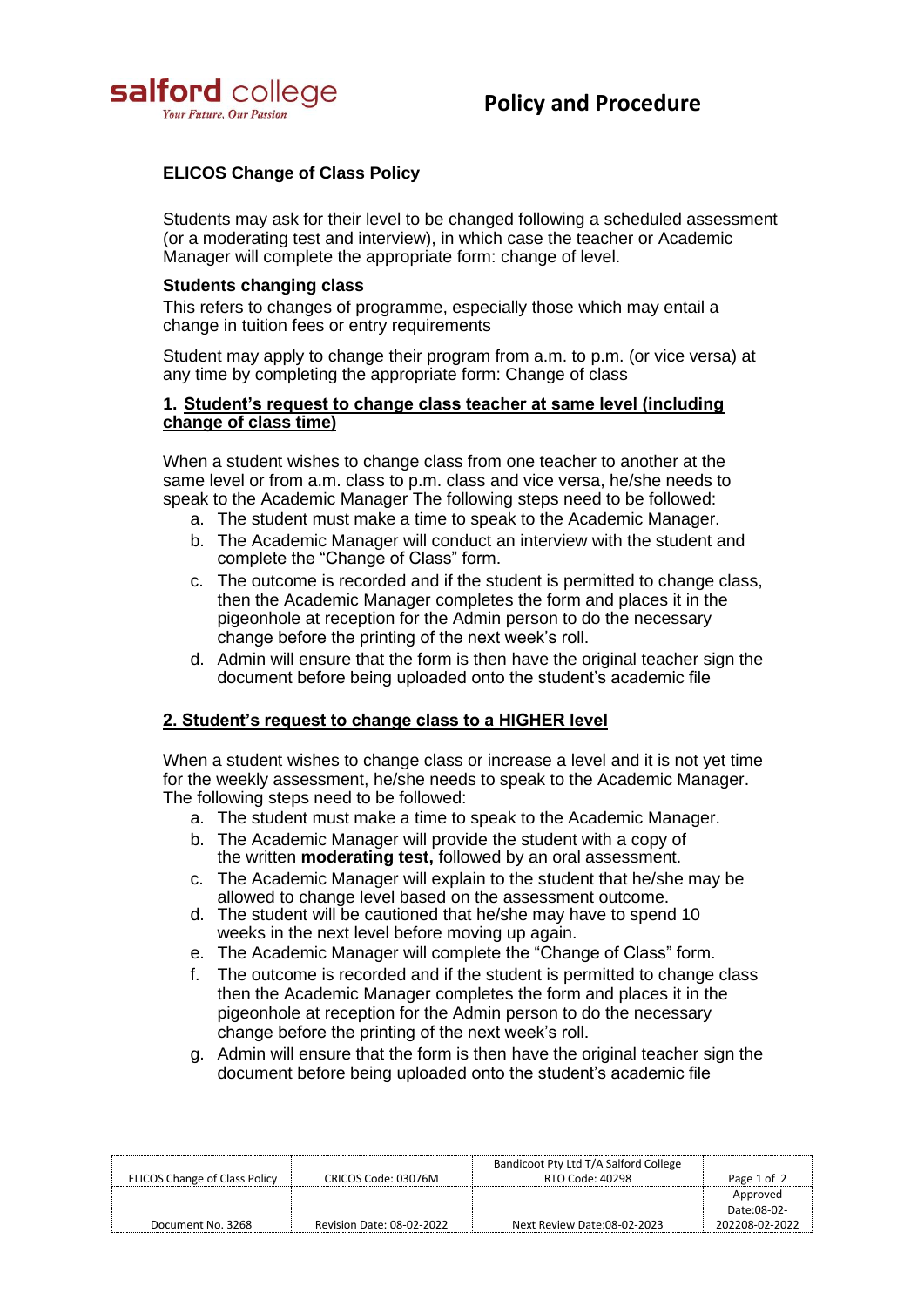# ELICOS Change of Class Policy

Students may ask for their level to be changed following a scheduled assessment (or a moderating test and interview), in which case the teacher or Academic Manager will complete the appropriate form: change of level.

### Students changing class

This refers to changes of programme, especially those which may entail a change in tuition fees or entry requirements

Student may apply to change their program from a.m. to p.m. (or vice versa) at any time by completing the appropriate form: Change of class

### 1. Student's request to change class teacher at same level (including change of class time)

When a student wishes to change class from one teacher to another at the same level or from a.m. class to p.m. class and vice versa, he/she needs to speak to the Academic Manager The following steps need to be followed:

a. The student must make a time to speak to the Academic Manager.
b. The Academic Manager will conduct an interview with the student and complete the "Change of Class" form.
c. The outcome is recorded and if the student is permitted to change class, then the Academic Manager completes the form and places it in the pigeonhole at reception for the Admin person to do the necessary change before the printing of the next week's roll.
d. Admin will ensure that the form is then have the original teacher sign the document before being uploaded onto the student's academic file

### 2. Student's request to change class to a HIGHER level

When a student wishes to change class or increase a level and it is not yet time for the weekly assessment, he/she needs to speak to the Academic Manager. The following steps need to be followed:

a. The student must make a time to speak to the Academic Manager.
b. The Academic Manager will provide the student with a copy of the written **moderating test,** followed by an oral assessment.
c. The Academic Manager will explain to the student that he/she may be allowed to change level based on the assessment outcome.
d. The student will be cautioned that he/she may have to spend 10 weeks in the next level before moving up again.
e. The Academic Manager will complete the "Change of Class" form.
f. The outcome is recorded and if the student is permitted to change class then the Academic Manager completes the form and places it in the pigeonhole at reception for the Admin person to do the necessary change before the printing of the next week's roll.
g. Admin will ensure that the form is then have the original teacher sign the document before being uploaded onto the student's academic file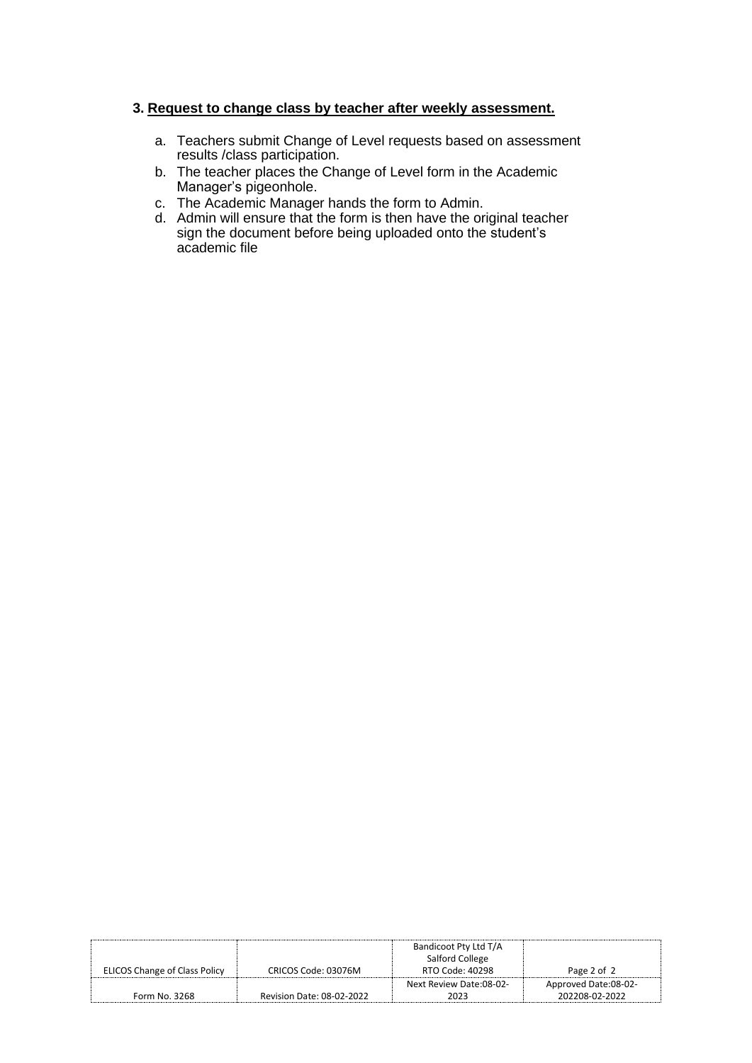**3. Request to change class by teacher after weekly assessment.**

a. Teachers submit Change of Level requests based on assessment results /class participation.
b. The teacher places the Change of Level form in the Academic Manager's pigeonhole.
c. The Academic Manager hands the form to Admin.
d. Admin will ensure that the form is then have the original teacher sign the document before being uploaded onto the student's academic file